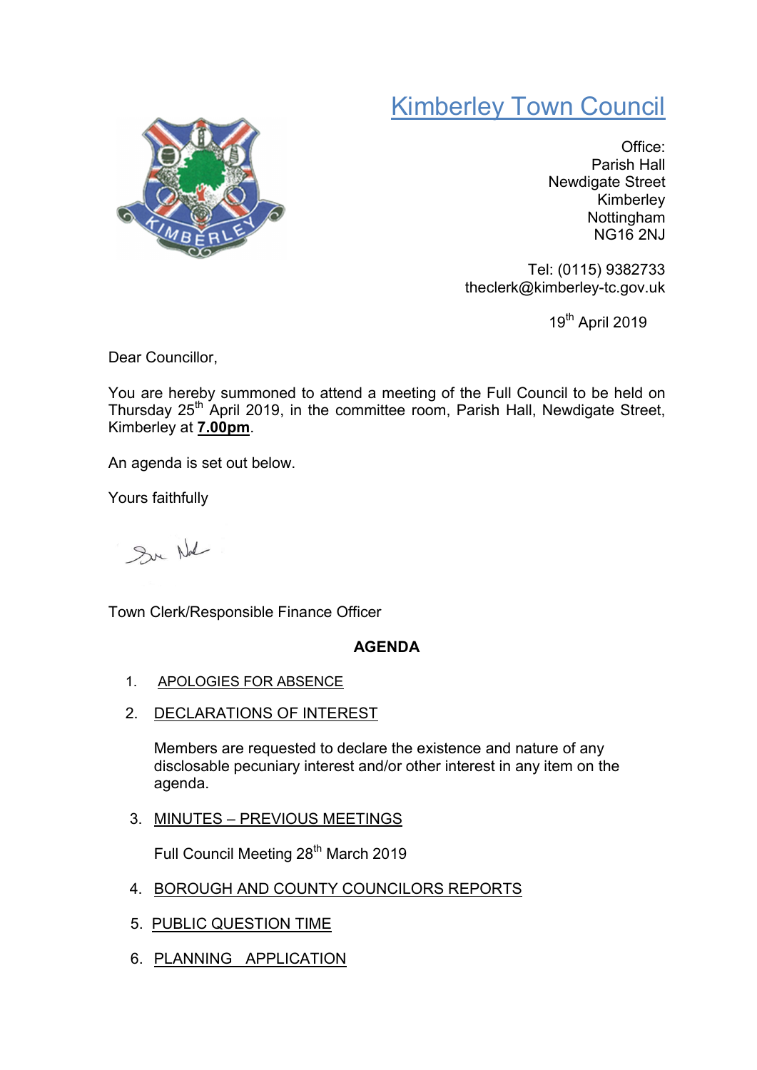# Kimberley Town Council

Office:
Parish Hall
Newdigate Street
Kimberley
Nottingham
NG16 2NJ

Tel: (0115) 9382733
theclerk@kimberley-tc.gov.uk

19th April 2019

Dear Councillor,

You are hereby summoned to attend a meeting of the Full Council to be held on Thursday 25th April 2019, in the committee room, Parish Hall, Newdigate Street, Kimberley at **7.00pm**.

An agenda is set out below.

Yours faithfully

Town Clerk/Responsible Finance Officer

## AGENDA

1. APOLOGIES FOR ABSENCE

2. DECLARATIONS OF INTEREST

   Members are requested to declare the existence and nature of any disclosable pecuniary interest and/or other interest in any item on the agenda.

3. MINUTES – PREVIOUS MEETINGS

   Full Council Meeting 28th March 2019

4. BOROUGH AND COUNTY COUNCILORS REPORTS

5. PUBLIC QUESTION TIME

6. PLANNING APPLICATION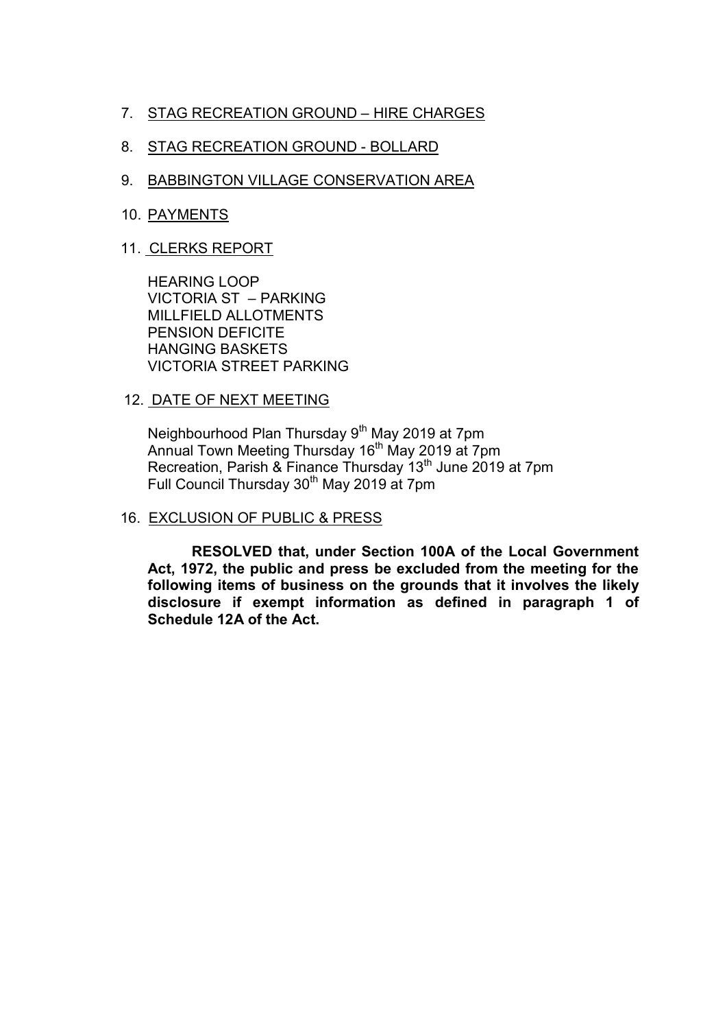7. STAG RECREATION GROUND – HIRE CHARGES

8. STAG RECREATION GROUND - BOLLARD

9. BABBINGTON VILLAGE CONSERVATION AREA

10. PAYMENTS

11. CLERKS REPORT

    HEARING LOOP
    VICTORIA ST – PARKING
    MILLFIELD ALLOTMENTS
    PENSION DEFICITE
    HANGING BASKETS
    VICTORIA STREET PARKING

12. DATE OF NEXT MEETING

    Neighbourhood Plan Thursday 9th May 2019 at 7pm
    Annual Town Meeting Thursday 16th May 2019 at 7pm
    Recreation, Parish & Finance Thursday 13th June 2019 at 7pm
    Full Council Thursday 30th May 2019 at 7pm

16. EXCLUSION OF PUBLIC & PRESS

    **RESOLVED that, under Section 100A of the Local Government Act, 1972, the public and press be excluded from the meeting for the following items of business on the grounds that it involves the likely disclosure if exempt information as defined in paragraph 1 of Schedule 12A of the Act.**